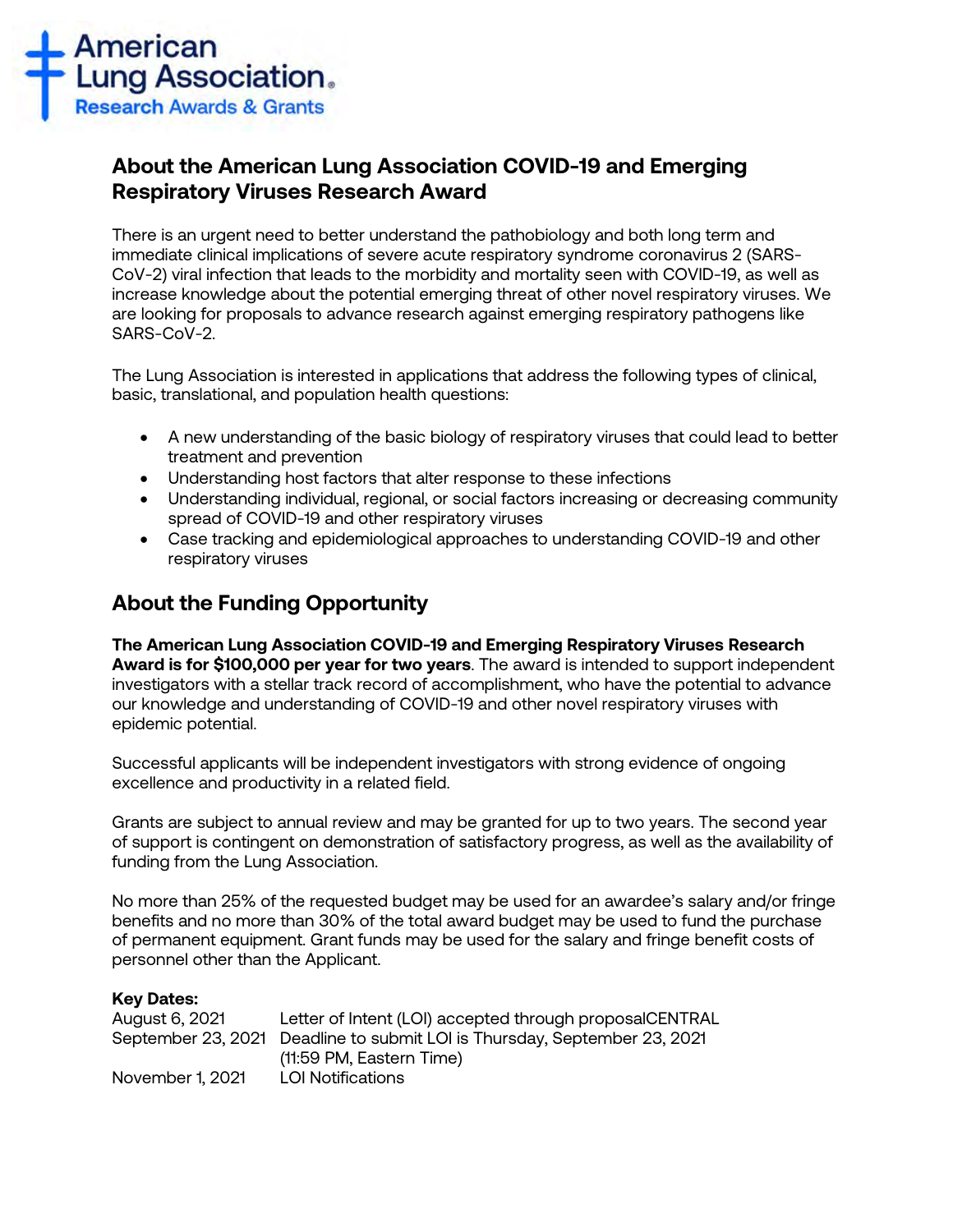American Lung Association
Research Awards & Grants

## About the American Lung Association COVID-19 and Emerging Respiratory Viruses Research Award

There is an urgent need to better understand the pathobiology and both long term and immediate clinical implications of severe acute respiratory syndrome coronavirus 2 (SARS-CoV-2) viral infection that leads to the morbidity and mortality seen with COVID-19, as well as increase knowledge about the potential emerging threat of other novel respiratory viruses. We are looking for proposals to advance research against emerging respiratory pathogens like SARS-CoV-2.

The Lung Association is interested in applications that address the following types of clinical, basic, translational, and population health questions:

- A new understanding of the basic biology of respiratory viruses that could lead to better treatment and prevention
- Understanding host factors that alter response to these infections
- Understanding individual, regional, or social factors increasing or decreasing community spread of COVID-19 and other respiratory viruses
- Case tracking and epidemiological approaches to understanding COVID-19 and other respiratory viruses

## About the Funding Opportunity

**The American Lung Association COVID-19 and Emerging Respiratory Viruses Research Award is for $100,000 per year for two years**. The award is intended to support independent investigators with a stellar track record of accomplishment, who have the potential to advance our knowledge and understanding of COVID-19 and other novel respiratory viruses with epidemic potential.

Successful applicants will be independent investigators with strong evidence of ongoing excellence and productivity in a related field.

Grants are subject to annual review and may be granted for up to two years. The second year of support is contingent on demonstration of satisfactory progress, as well as the availability of funding from the Lung Association.

No more than 25% of the requested budget may be used for an awardee's salary and/or fringe benefits and no more than 30% of the total award budget may be used to fund the purchase of permanent equipment. Grant funds may be used for the salary and fringe benefit costs of personnel other than the Applicant.

**Key Dates:**

| | |
|---|---|
| August 6, 2021 | Letter of Intent (LOI) accepted through proposalCENTRAL |
| September 23, 2021 | Deadline to submit LOI is Thursday, September 23, 2021 (11:59 PM, Eastern Time) |
| November 1, 2021 | LOI Notifications |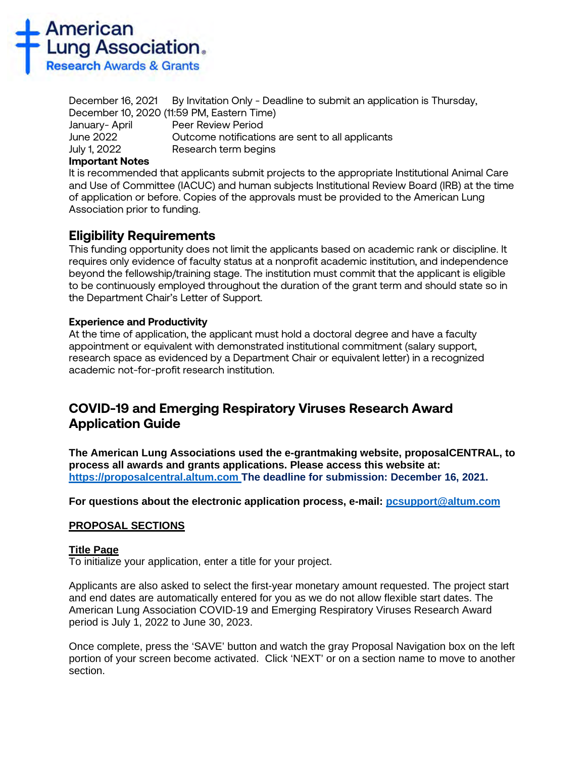December 16, 2021 By Invitation Only - Deadline to submit an application is Thursday, December 10, 2020 (11:59 PM, Eastern Time)

| | |
|---|---|
| January- April | Peer Review Period |
| June 2022 | Outcome notifications are sent to all applicants |
| July 1, 2022 | Research term begins |

**Important Notes**

It is recommended that applicants submit projects to the appropriate Institutional Animal Care and Use of Committee (IACUC) and human subjects Institutional Review Board (IRB) at the time of application or before. Copies of the approvals must be provided to the American Lung Association prior to funding.

## Eligibility Requirements

This funding opportunity does not limit the applicants based on academic rank or discipline. It requires only evidence of faculty status at a nonprofit academic institution, and independence beyond the fellowship/training stage. The institution must commit that the applicant is eligible to be continuously employed throughout the duration of the grant term and should state so in the Department Chair's Letter of Support.

**Experience and Productivity**

At the time of application, the applicant must hold a doctoral degree and have a faculty appointment or equivalent with demonstrated institutional commitment (salary support, research space as evidenced by a Department Chair or equivalent letter) in a recognized academic not-for-profit research institution.

## COVID-19 and Emerging Respiratory Viruses Research Award Application Guide

**The American Lung Associations used the e-grantmaking website, proposalCENTRAL, to process all awards and grants applications. Please access this website at: https://proposalcentral.altum.com The deadline for submission: December 16, 2021.**

**For questions about the electronic application process, e-mail: pcsupport@altum.com**

**PROPOSAL SECTIONS**

**Title Page**

To initialize your application, enter a title for your project.

Applicants are also asked to select the first-year monetary amount requested. The project start and end dates are automatically entered for you as we do not allow flexible start dates. The American Lung Association COVID-19 and Emerging Respiratory Viruses Research Award period is July 1, 2022 to June 30, 2023.

Once complete, press the 'SAVE' button and watch the gray Proposal Navigation box on the left portion of your screen become activated. Click 'NEXT' or on a section name to move to another section.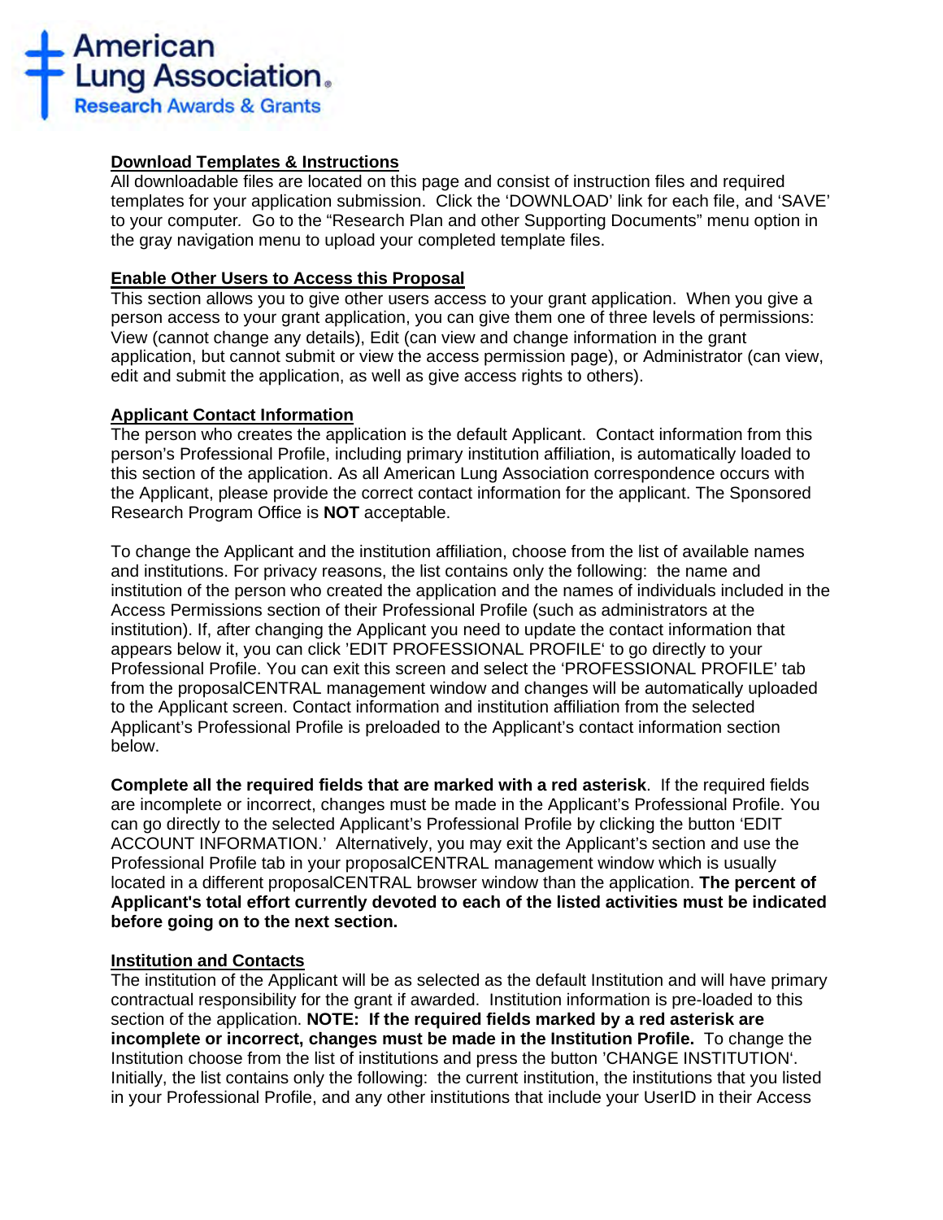### Download Templates & Instructions

All downloadable files are located on this page and consist of instruction files and required templates for your application submission. Click the 'DOWNLOAD' link for each file, and 'SAVE' to your computer. Go to the "Research Plan and other Supporting Documents" menu option in the gray navigation menu to upload your completed template files.

### Enable Other Users to Access this Proposal

This section allows you to give other users access to your grant application. When you give a person access to your grant application, you can give them one of three levels of permissions: View (cannot change any details), Edit (can view and change information in the grant application, but cannot submit or view the access permission page), or Administrator (can view, edit and submit the application, as well as give access rights to others).

### Applicant Contact Information

The person who creates the application is the default Applicant. Contact information from this person's Professional Profile, including primary institution affiliation, is automatically loaded to this section of the application. As all American Lung Association correspondence occurs with the Applicant, please provide the correct contact information for the applicant. The Sponsored Research Program Office is **NOT** acceptable.

To change the Applicant and the institution affiliation, choose from the list of available names and institutions. For privacy reasons, the list contains only the following: the name and institution of the person who created the application and the names of individuals included in the Access Permissions section of their Professional Profile (such as administrators at the institution). If, after changing the Applicant you need to update the contact information that appears below it, you can click 'EDIT PROFESSIONAL PROFILE' to go directly to your Professional Profile. You can exit this screen and select the 'PROFESSIONAL PROFILE' tab from the proposalCENTRAL management window and changes will be automatically uploaded to the Applicant screen. Contact information and institution affiliation from the selected Applicant's Professional Profile is preloaded to the Applicant's contact information section below.

**Complete all the required fields that are marked with a red asterisk**. If the required fields are incomplete or incorrect, changes must be made in the Applicant's Professional Profile. You can go directly to the selected Applicant's Professional Profile by clicking the button 'EDIT ACCOUNT INFORMATION.' Alternatively, you may exit the Applicant's section and use the Professional Profile tab in your proposalCENTRAL management window which is usually located in a different proposalCENTRAL browser window than the application. **The percent of Applicant's total effort currently devoted to each of the listed activities must be indicated before going on to the next section.**

### Institution and Contacts

The institution of the Applicant will be as selected as the default Institution and will have primary contractual responsibility for the grant if awarded. Institution information is pre-loaded to this section of the application. **NOTE: If the required fields marked by a red asterisk are incomplete or incorrect, changes must be made in the Institution Profile.** To change the Institution choose from the list of institutions and press the button 'CHANGE INSTITUTION'. Initially, the list contains only the following: the current institution, the institutions that you listed in your Professional Profile, and any other institutions that include your UserID in their Access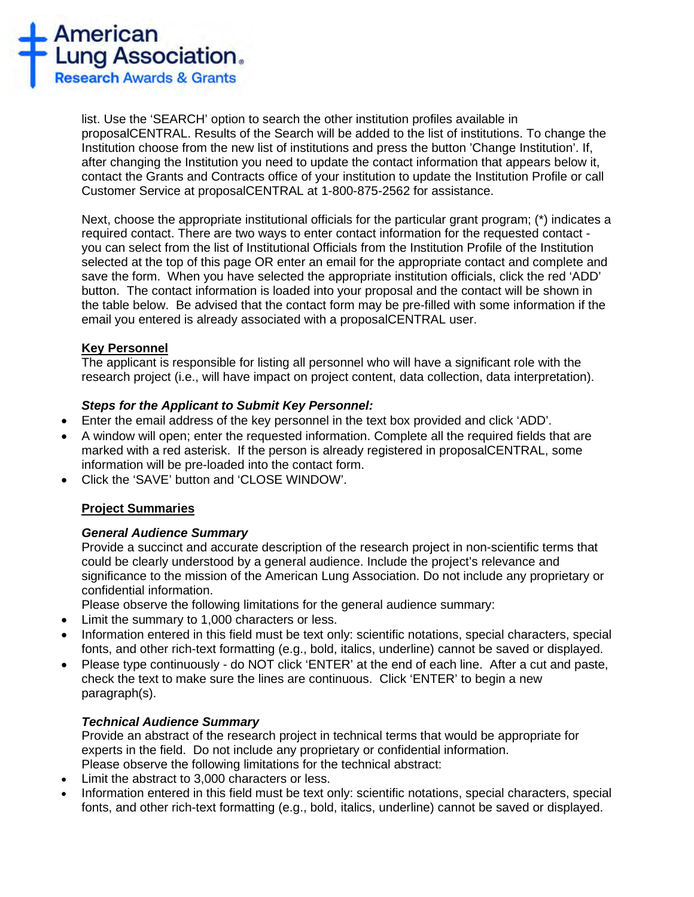list. Use the 'SEARCH' option to search the other institution profiles available in proposalCENTRAL. Results of the Search will be added to the list of institutions. To change the Institution choose from the new list of institutions and press the button 'Change Institution'. If, after changing the Institution you need to update the contact information that appears below it, contact the Grants and Contracts office of your institution to update the Institution Profile or call Customer Service at proposalCENTRAL at 1-800-875-2562 for assistance.

Next, choose the appropriate institutional officials for the particular grant program; (*) indicates a required contact. There are two ways to enter contact information for the requested contact - you can select from the list of Institutional Officials from the Institution Profile of the Institution selected at the top of this page OR enter an email for the appropriate contact and complete and save the form. When you have selected the appropriate institution officials, click the red 'ADD' button. The contact information is loaded into your proposal and the contact will be shown in the table below. Be advised that the contact form may be pre-filled with some information if the email you entered is already associated with a proposalCENTRAL user.

**Key Personnel**

The applicant is responsible for listing all personnel who will have a significant role with the research project (i.e., will have impact on project content, data collection, data interpretation).

***Steps for the Applicant to Submit Key Personnel:***

- Enter the email address of the key personnel in the text box provided and click 'ADD'.
- A window will open; enter the requested information. Complete all the required fields that are marked with a red asterisk. If the person is already registered in proposalCENTRAL, some information will be pre-loaded into the contact form.
- Click the 'SAVE' button and 'CLOSE WINDOW'.

**Project Summaries**

***General Audience Summary***

Provide a succinct and accurate description of the research project in non-scientific terms that could be clearly understood by a general audience. Include the project's relevance and significance to the mission of the American Lung Association. Do not include any proprietary or confidential information.

Please observe the following limitations for the general audience summary:

- Limit the summary to 1,000 characters or less.
- Information entered in this field must be text only: scientific notations, special characters, special fonts, and other rich-text formatting (e.g., bold, italics, underline) cannot be saved or displayed.
- Please type continuously - do NOT click 'ENTER' at the end of each line. After a cut and paste, check the text to make sure the lines are continuous. Click 'ENTER' to begin a new paragraph(s).

***Technical Audience Summary***

Provide an abstract of the research project in technical terms that would be appropriate for experts in the field. Do not include any proprietary or confidential information.

Please observe the following limitations for the technical abstract:

- Limit the abstract to 3,000 characters or less.
- Information entered in this field must be text only: scientific notations, special characters, special fonts, and other rich-text formatting (e.g., bold, italics, underline) cannot be saved or displayed.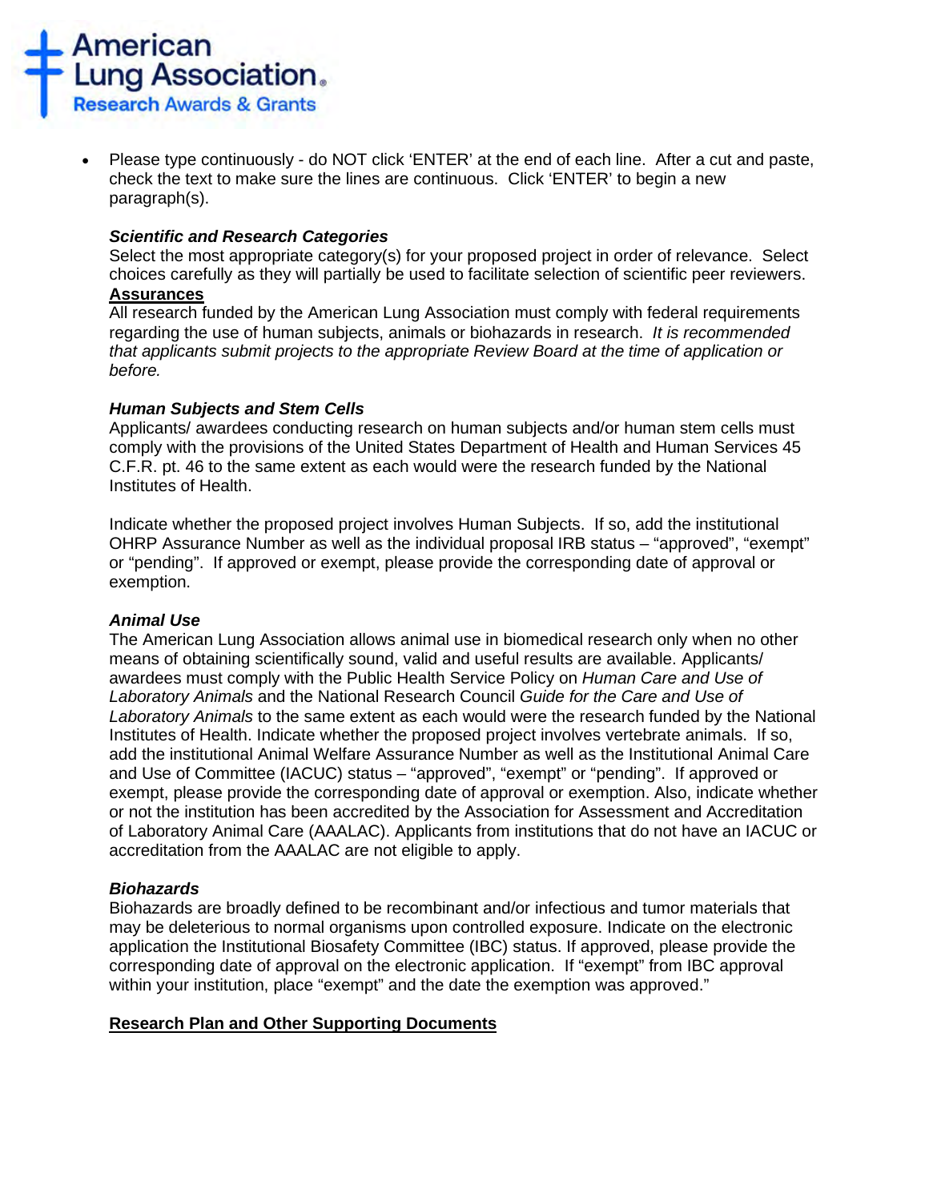- Please type continuously - do NOT click 'ENTER' at the end of each line. After a cut and paste, check the text to make sure the lines are continuous. Click 'ENTER' to begin a new paragraph(s).

***Scientific and Research Categories***

Select the most appropriate category(s) for your proposed project in order of relevance. Select choices carefully as they will partially be used to facilitate selection of scientific peer reviewers.

**Assurances**

All research funded by the American Lung Association must comply with federal requirements regarding the use of human subjects, animals or biohazards in research. *It is recommended that applicants submit projects to the appropriate Review Board at the time of application or before.*

***Human Subjects and Stem Cells***

Applicants/ awardees conducting research on human subjects and/or human stem cells must comply with the provisions of the United States Department of Health and Human Services 45 C.F.R. pt. 46 to the same extent as each would were the research funded by the National Institutes of Health.

Indicate whether the proposed project involves Human Subjects. If so, add the institutional OHRP Assurance Number as well as the individual proposal IRB status – "approved", "exempt" or "pending". If approved or exempt, please provide the corresponding date of approval or exemption.

***Animal Use***

The American Lung Association allows animal use in biomedical research only when no other means of obtaining scientifically sound, valid and useful results are available. Applicants/ awardees must comply with the Public Health Service Policy on *Human Care and Use of Laboratory Animals* and the National Research Council *Guide for the Care and Use of Laboratory Animals* to the same extent as each would were the research funded by the National Institutes of Health. Indicate whether the proposed project involves vertebrate animals. If so, add the institutional Animal Welfare Assurance Number as well as the Institutional Animal Care and Use of Committee (IACUC) status – "approved", "exempt" or "pending". If approved or exempt, please provide the corresponding date of approval or exemption. Also, indicate whether or not the institution has been accredited by the Association for Assessment and Accreditation of Laboratory Animal Care (AAALAC). Applicants from institutions that do not have an IACUC or accreditation from the AAALAC are not eligible to apply.

***Biohazards***

Biohazards are broadly defined to be recombinant and/or infectious and tumor materials that may be deleterious to normal organisms upon controlled exposure. Indicate on the electronic application the Institutional Biosafety Committee (IBC) status. If approved, please provide the corresponding date of approval on the electronic application. If "exempt" from IBC approval within your institution, place "exempt" and the date the exemption was approved."

**Research Plan and Other Supporting Documents**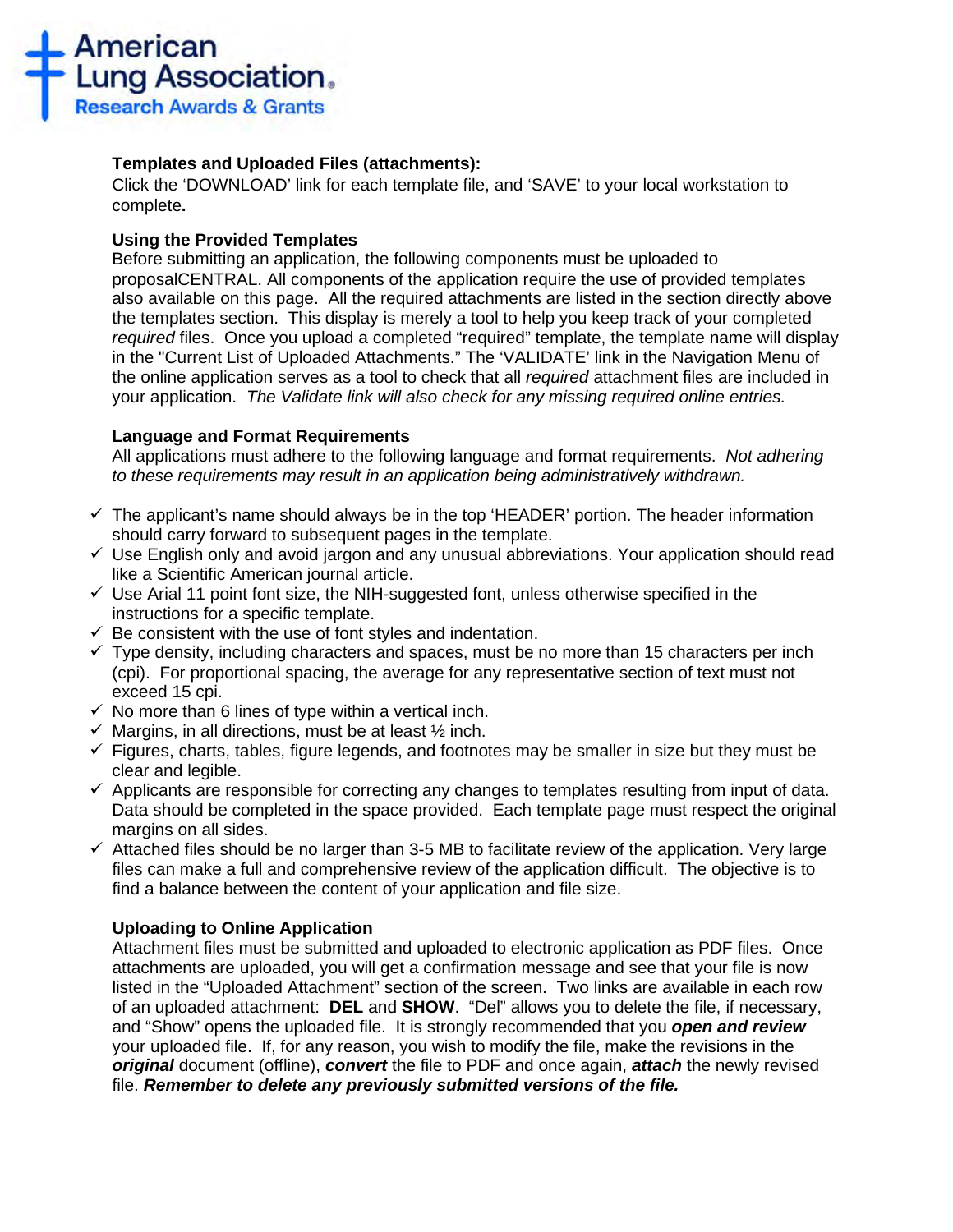**Templates and Uploaded Files (attachments):**
Click the 'DOWNLOAD' link for each template file, and 'SAVE' to your local workstation to complete**.**

**Using the Provided Templates**
Before submitting an application, the following components must be uploaded to proposalCENTRAL. All components of the application require the use of provided templates also available on this page. All the required attachments are listed in the section directly above the templates section. This display is merely a tool to help you keep track of your completed *required* files. Once you upload a completed "required" template, the template name will display in the "Current List of Uploaded Attachments." The 'VALIDATE' link in the Navigation Menu of the online application serves as a tool to check that all *required* attachment files are included in your application. *The Validate link will also check for any missing required online entries.*

**Language and Format Requirements**
All applications must adhere to the following language and format requirements. *Not adhering to these requirements may result in an application being administratively withdrawn.*

- ✓ The applicant's name should always be in the top 'HEADER' portion. The header information should carry forward to subsequent pages in the template.
- ✓ Use English only and avoid jargon and any unusual abbreviations. Your application should read like a Scientific American journal article.
- ✓ Use Arial 11 point font size, the NIH-suggested font, unless otherwise specified in the instructions for a specific template.
- ✓ Be consistent with the use of font styles and indentation.
- ✓ Type density, including characters and spaces, must be no more than 15 characters per inch (cpi). For proportional spacing, the average for any representative section of text must not exceed 15 cpi.
- ✓ No more than 6 lines of type within a vertical inch.
- ✓ Margins, in all directions, must be at least ½ inch.
- ✓ Figures, charts, tables, figure legends, and footnotes may be smaller in size but they must be clear and legible.
- ✓ Applicants are responsible for correcting any changes to templates resulting from input of data. Data should be completed in the space provided. Each template page must respect the original margins on all sides.
- ✓ Attached files should be no larger than 3-5 MB to facilitate review of the application. Very large files can make a full and comprehensive review of the application difficult. The objective is to find a balance between the content of your application and file size.

**Uploading to Online Application**
Attachment files must be submitted and uploaded to electronic application as PDF files. Once attachments are uploaded, you will get a confirmation message and see that your file is now listed in the "Uploaded Attachment" section of the screen. Two links are available in each row of an uploaded attachment: **DEL** and **SHOW**. "Del" allows you to delete the file, if necessary, and "Show" opens the uploaded file. It is strongly recommended that you ***open and review*** your uploaded file. If, for any reason, you wish to modify the file, make the revisions in the ***original*** document (offline), ***convert*** the file to PDF and once again, ***attach*** the newly revised file. ***Remember to delete any previously submitted versions of the file.***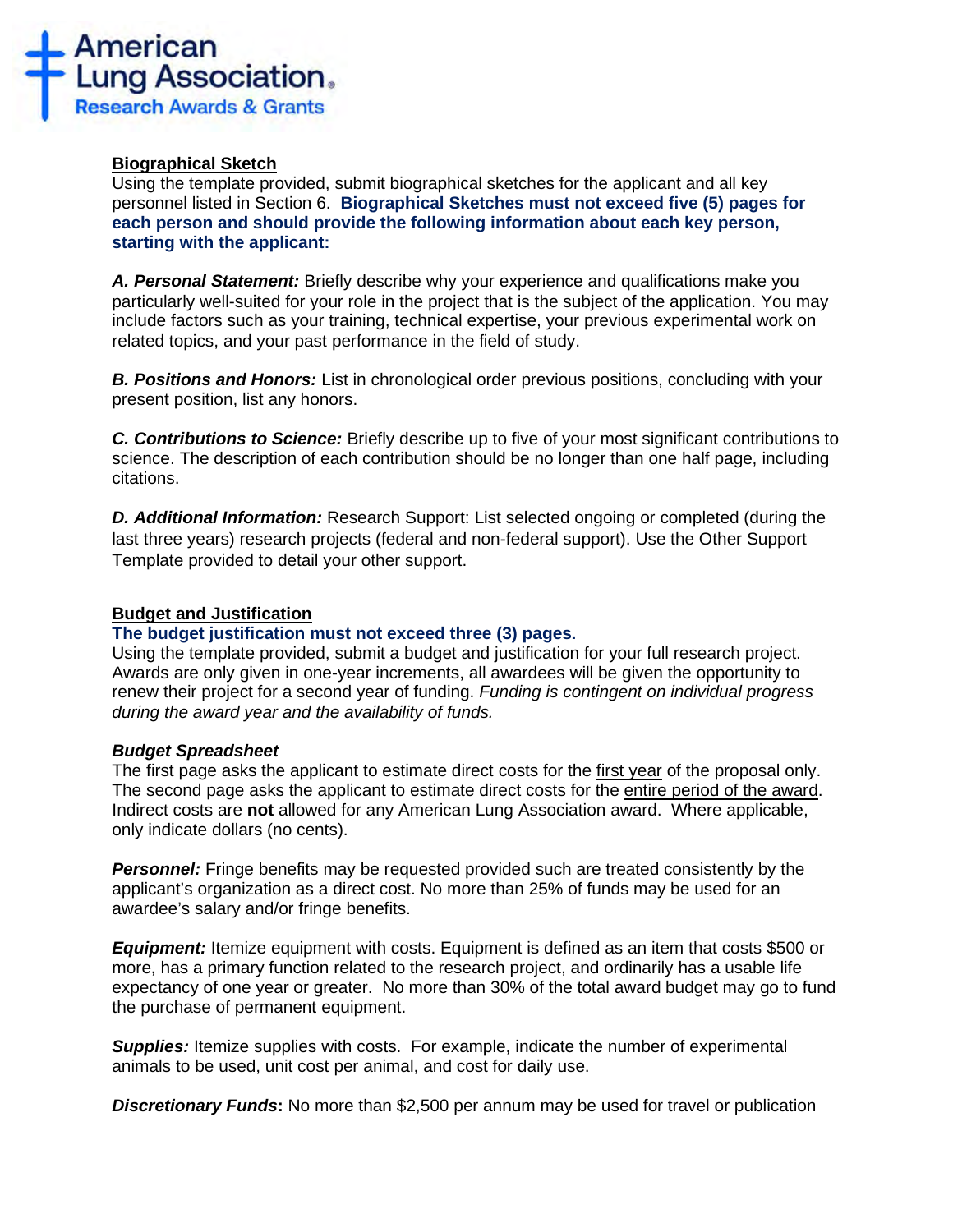**Biographical Sketch**

Using the template provided, submit biographical sketches for the applicant and all key personnel listed in Section 6. **Biographical Sketches must not exceed five (5) pages for each person and should provide the following information about each key person, starting with the applicant:**

***A. Personal Statement:*** Briefly describe why your experience and qualifications make you particularly well-suited for your role in the project that is the subject of the application. You may include factors such as your training, technical expertise, your previous experimental work on related topics, and your past performance in the field of study.

***B. Positions and Honors:*** List in chronological order previous positions, concluding with your present position, list any honors.

***C. Contributions to Science:*** Briefly describe up to five of your most significant contributions to science. The description of each contribution should be no longer than one half page, including citations.

***D. Additional Information:*** Research Support: List selected ongoing or completed (during the last three years) research projects (federal and non-federal support). Use the Other Support Template provided to detail your other support.

**Budget and Justification**

**The budget justification must not exceed three (3) pages.**

Using the template provided, submit a budget and justification for your full research project. Awards are only given in one-year increments, all awardees will be given the opportunity to renew their project for a second year of funding. *Funding is contingent on individual progress during the award year and the availability of funds.*

***Budget Spreadsheet***

The first page asks the applicant to estimate direct costs for the first year of the proposal only. The second page asks the applicant to estimate direct costs for the entire period of the award. Indirect costs are **not** allowed for any American Lung Association award. Where applicable, only indicate dollars (no cents).

***Personnel:*** Fringe benefits may be requested provided such are treated consistently by the applicant's organization as a direct cost. No more than 25% of funds may be used for an awardee's salary and/or fringe benefits.

***Equipment:*** Itemize equipment with costs. Equipment is defined as an item that costs $500 or more, has a primary function related to the research project, and ordinarily has a usable life expectancy of one year or greater. No more than 30% of the total award budget may go to fund the purchase of permanent equipment.

***Supplies:*** Itemize supplies with costs. For example, indicate the number of experimental animals to be used, unit cost per animal, and cost for daily use.

***Discretionary Funds*:** No more than $2,500 per annum may be used for travel or publication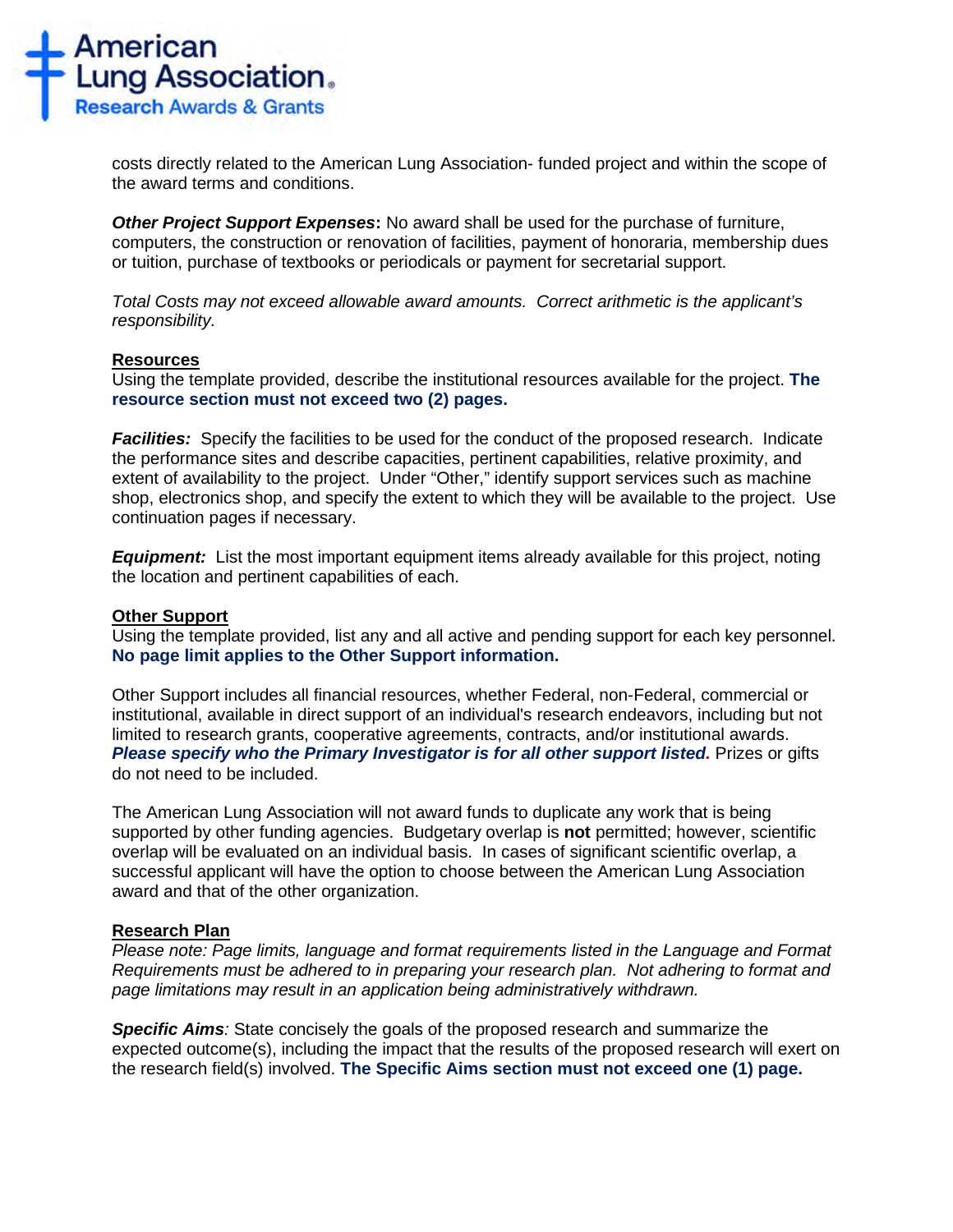costs directly related to the American Lung Association- funded project and within the scope of the award terms and conditions.

***Other Project Support Expenses*:** No award shall be used for the purchase of furniture, computers, the construction or renovation of facilities, payment of honoraria, membership dues or tuition, purchase of textbooks or periodicals or payment for secretarial support.

*Total Costs may not exceed allowable award amounts. Correct arithmetic is the applicant's responsibility.*

**Resources**

Using the template provided, describe the institutional resources available for the project. **The resource section must not exceed two (2) pages.**

***Facilities:*** Specify the facilities to be used for the conduct of the proposed research. Indicate the performance sites and describe capacities, pertinent capabilities, relative proximity, and extent of availability to the project. Under "Other," identify support services such as machine shop, electronics shop, and specify the extent to which they will be available to the project. Use continuation pages if necessary.

***Equipment:*** List the most important equipment items already available for this project, noting the location and pertinent capabilities of each.

**Other Support**

Using the template provided, list any and all active and pending support for each key personnel. **No page limit applies to the Other Support information.**

Other Support includes all financial resources, whether Federal, non-Federal, commercial or institutional, available in direct support of an individual's research endeavors, including but not limited to research grants, cooperative agreements, contracts, and/or institutional awards. ***Please specify who the Primary Investigator is for all other support listed.*** Prizes or gifts do not need to be included.

The American Lung Association will not award funds to duplicate any work that is being supported by other funding agencies. Budgetary overlap is **not** permitted; however, scientific overlap will be evaluated on an individual basis. In cases of significant scientific overlap, a successful applicant will have the option to choose between the American Lung Association award and that of the other organization.

**Research Plan**

*Please note: Page limits, language and format requirements listed in the Language and Format Requirements must be adhered to in preparing your research plan. Not adhering to format and page limitations may result in an application being administratively withdrawn.*

***Specific Aims****:* State concisely the goals of the proposed research and summarize the expected outcome(s), including the impact that the results of the proposed research will exert on the research field(s) involved. **The Specific Aims section must not exceed one (1) page.**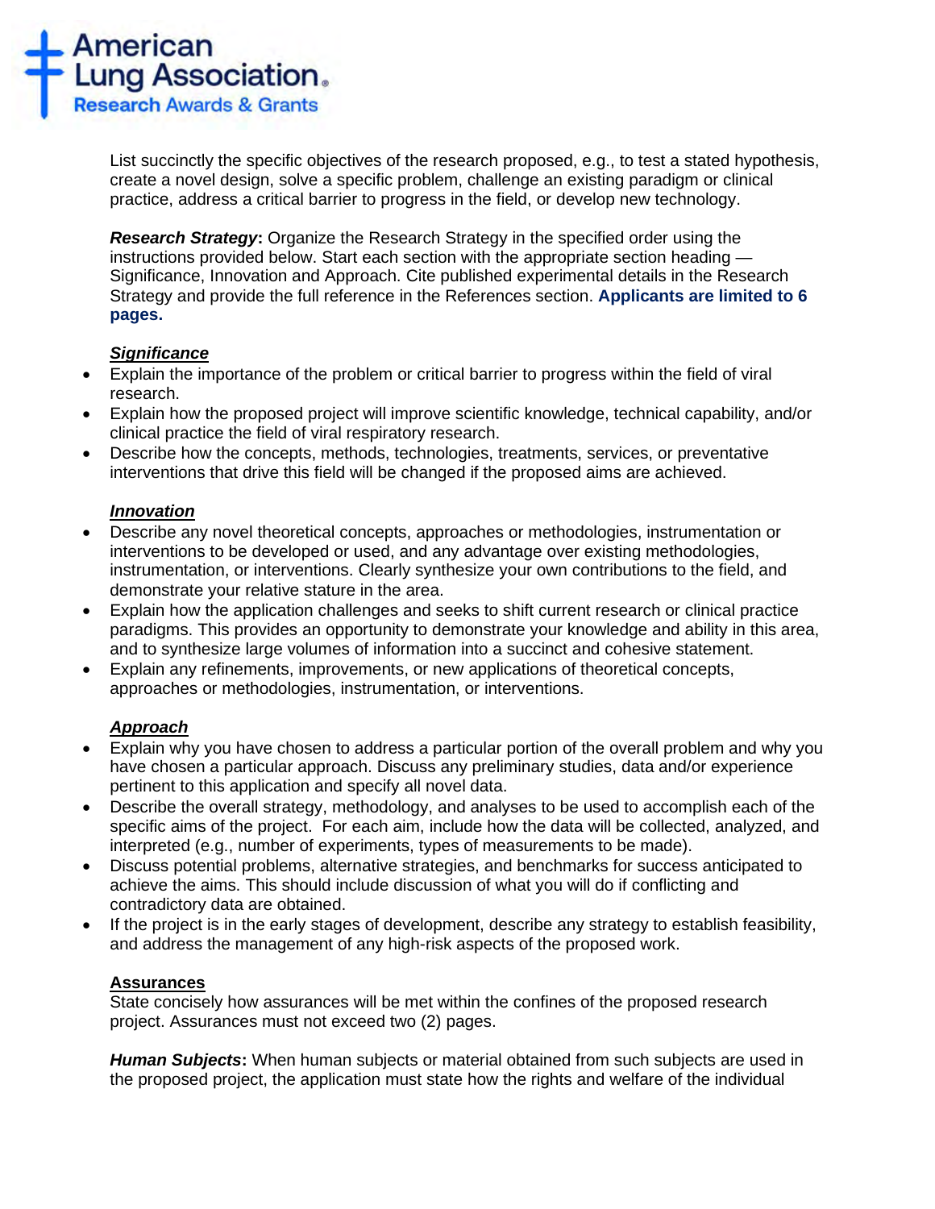List succinctly the specific objectives of the research proposed, e.g., to test a stated hypothesis, create a novel design, solve a specific problem, challenge an existing paradigm or clinical practice, address a critical barrier to progress in the field, or develop new technology.

***Research Strategy*:** Organize the Research Strategy in the specified order using the instructions provided below. Start each section with the appropriate section heading — Significance, Innovation and Approach. Cite published experimental details in the Research Strategy and provide the full reference in the References section. **Applicants are limited to 6 pages.**

***Significance***

- Explain the importance of the problem or critical barrier to progress within the field of viral research.
- Explain how the proposed project will improve scientific knowledge, technical capability, and/or clinical practice the field of viral respiratory research.
- Describe how the concepts, methods, technologies, treatments, services, or preventative interventions that drive this field will be changed if the proposed aims are achieved.

***Innovation***

- Describe any novel theoretical concepts, approaches or methodologies, instrumentation or interventions to be developed or used, and any advantage over existing methodologies, instrumentation, or interventions. Clearly synthesize your own contributions to the field, and demonstrate your relative stature in the area.
- Explain how the application challenges and seeks to shift current research or clinical practice paradigms. This provides an opportunity to demonstrate your knowledge and ability in this area, and to synthesize large volumes of information into a succinct and cohesive statement.
- Explain any refinements, improvements, or new applications of theoretical concepts, approaches or methodologies, instrumentation, or interventions.

***Approach***

- Explain why you have chosen to address a particular portion of the overall problem and why you have chosen a particular approach. Discuss any preliminary studies, data and/or experience pertinent to this application and specify all novel data.
- Describe the overall strategy, methodology, and analyses to be used to accomplish each of the specific aims of the project. For each aim, include how the data will be collected, analyzed, and interpreted (e.g., number of experiments, types of measurements to be made).
- Discuss potential problems, alternative strategies, and benchmarks for success anticipated to achieve the aims. This should include discussion of what you will do if conflicting and contradictory data are obtained.
- If the project is in the early stages of development, describe any strategy to establish feasibility, and address the management of any high-risk aspects of the proposed work.

**Assurances**

State concisely how assurances will be met within the confines of the proposed research project. Assurances must not exceed two (2) pages.

***Human Subjects*:** When human subjects or material obtained from such subjects are used in the proposed project, the application must state how the rights and welfare of the individual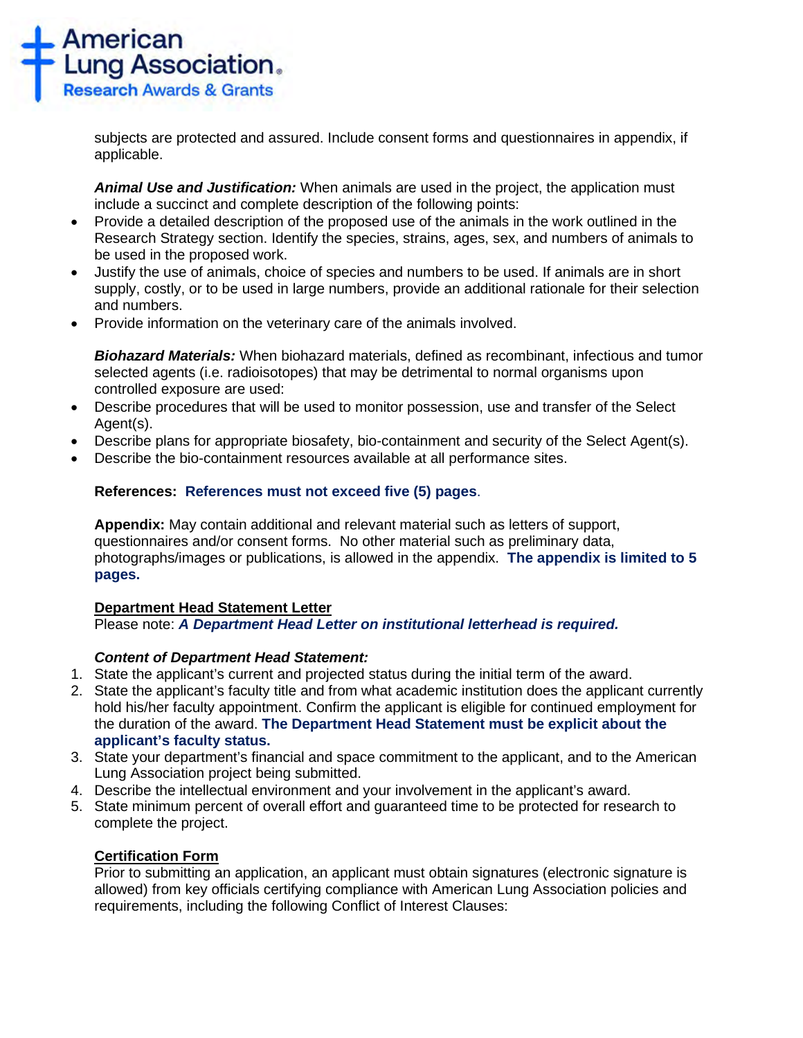subjects are protected and assured. Include consent forms and questionnaires in appendix, if applicable.

***Animal Use and Justification:*** When animals are used in the project, the application must include a succinct and complete description of the following points:

- Provide a detailed description of the proposed use of the animals in the work outlined in the Research Strategy section. Identify the species, strains, ages, sex, and numbers of animals to be used in the proposed work.
- Justify the use of animals, choice of species and numbers to be used. If animals are in short supply, costly, or to be used in large numbers, provide an additional rationale for their selection and numbers.
- Provide information on the veterinary care of the animals involved.

***Biohazard Materials:*** When biohazard materials, defined as recombinant, infectious and tumor selected agents (i.e. radioisotopes) that may be detrimental to normal organisms upon controlled exposure are used:

- Describe procedures that will be used to monitor possession, use and transfer of the Select Agent(s).
- Describe plans for appropriate biosafety, bio-containment and security of the Select Agent(s).
- Describe the bio-containment resources available at all performance sites.

**References: References must not exceed five (5) pages**.

**Appendix:** May contain additional and relevant material such as letters of support, questionnaires and/or consent forms. No other material such as preliminary data, photographs/images or publications, is allowed in the appendix. **The appendix is limited to 5 pages.**

**Department Head Statement Letter**

Please note: ***A Department Head Letter on institutional letterhead is required.***

***Content of Department Head Statement:***

1. State the applicant's current and projected status during the initial term of the award.
2. State the applicant's faculty title and from what academic institution does the applicant currently hold his/her faculty appointment. Confirm the applicant is eligible for continued employment for the duration of the award. **The Department Head Statement must be explicit about the applicant's faculty status.**
3. State your department's financial and space commitment to the applicant, and to the American Lung Association project being submitted.
4. Describe the intellectual environment and your involvement in the applicant's award.
5. State minimum percent of overall effort and guaranteed time to be protected for research to complete the project.

**Certification Form**

Prior to submitting an application, an applicant must obtain signatures (electronic signature is allowed) from key officials certifying compliance with American Lung Association policies and requirements, including the following Conflict of Interest Clauses: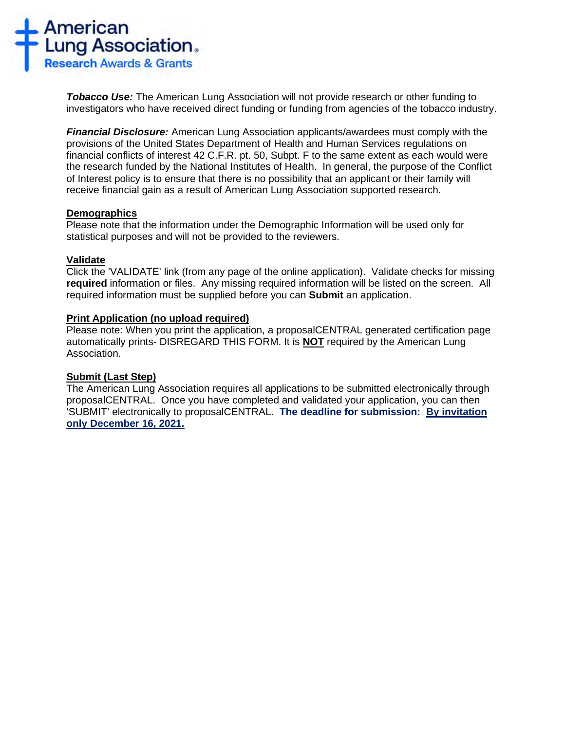***Tobacco Use:*** The American Lung Association will not provide research or other funding to investigators who have received direct funding or funding from agencies of the tobacco industry.

***Financial Disclosure:*** American Lung Association applicants/awardees must comply with the provisions of the United States Department of Health and Human Services regulations on financial conflicts of interest 42 C.F.R. pt. 50, Subpt. F to the same extent as each would were the research funded by the National Institutes of Health. In general, the purpose of the Conflict of Interest policy is to ensure that there is no possibility that an applicant or their family will receive financial gain as a result of American Lung Association supported research.

**Demographics**

Please note that the information under the Demographic Information will be used only for statistical purposes and will not be provided to the reviewers.

**Validate**

Click the 'VALIDATE' link (from any page of the online application). Validate checks for missing **required** information or files. Any missing required information will be listed on the screen. All required information must be supplied before you can **Submit** an application.

**Print Application (no upload required)**

Please note: When you print the application, a proposalCENTRAL generated certification page automatically prints- DISREGARD THIS FORM. It is **NOT** required by the American Lung Association.

**Submit (Last Step)**

The American Lung Association requires all applications to be submitted electronically through proposalCENTRAL. Once you have completed and validated your application, you can then 'SUBMIT' electronically to proposalCENTRAL. **The deadline for submission: By invitation only December 16, 2021.**